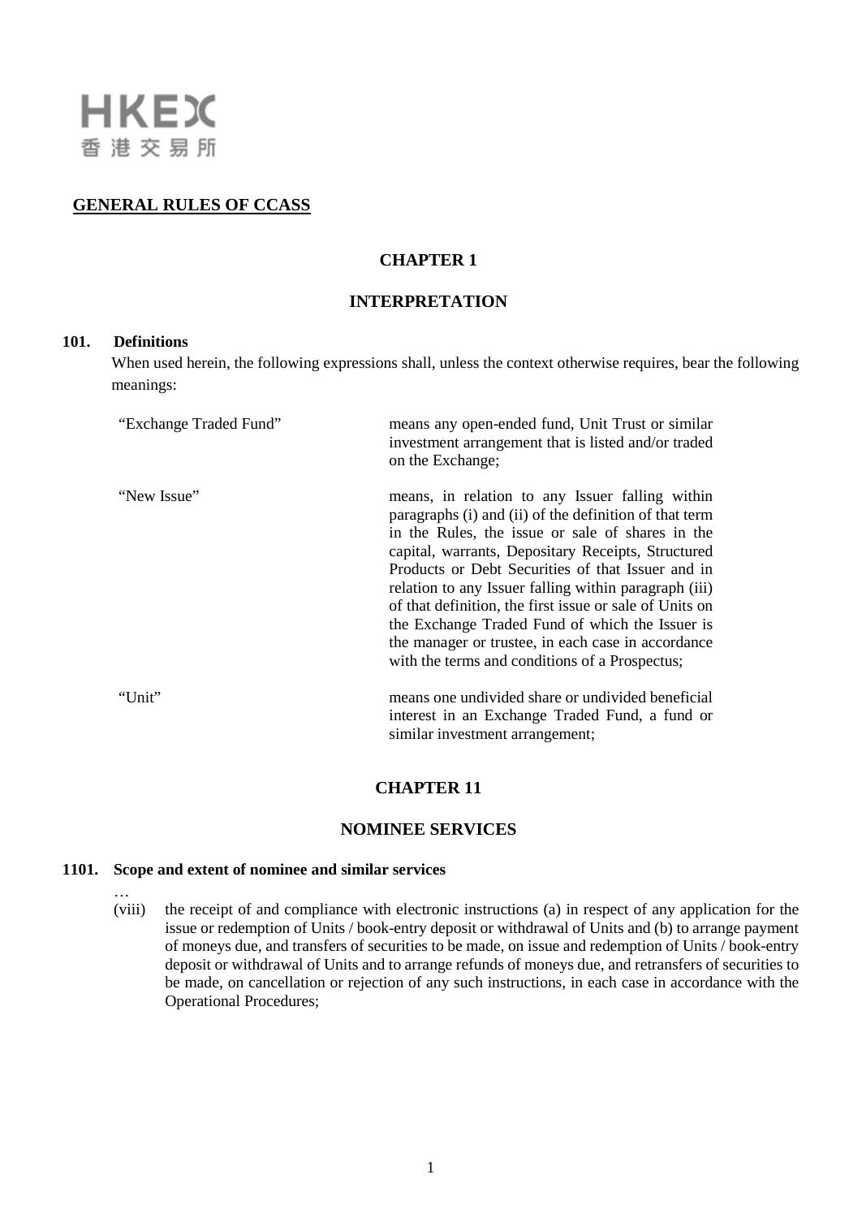HKEX
香港交易所

# GENERAL RULES OF CCASS

## CHAPTER 1

## INTERPRETATION

### 101. Definitions

When used herein, the following expressions shall, unless the context otherwise requires, bear the following meanings:

| | |
|---|---|
| "Exchange Traded Fund" | means any open-ended fund, Unit Trust or similar investment arrangement that is listed and/or traded on the Exchange; |
| "New Issue" | means, in relation to any Issuer falling within paragraphs (i) and (ii) of the definition of that term in the Rules, the issue or sale of shares in the capital, warrants, Depositary Receipts, Structured Products or Debt Securities of that Issuer and in relation to any Issuer falling within paragraph (iii) of that definition, the first issue or sale of Units on the Exchange Traded Fund of which the Issuer is the manager or trustee, in each case in accordance with the terms and conditions of a Prospectus; |
| "Unit" | means one undivided share or undivided beneficial interest in an Exchange Traded Fund, a fund or similar investment arrangement; |

## CHAPTER 11

## NOMINEE SERVICES

### 1101. Scope and extent of nominee and similar services

…

(viii) the receipt of and compliance with electronic instructions (a) in respect of any application for the issue or redemption of Units / book-entry deposit or withdrawal of Units and (b) to arrange payment of moneys due, and transfers of securities to be made, on issue and redemption of Units / book-entry deposit or withdrawal of Units and to arrange refunds of moneys due, and retransfers of securities to be made, on cancellation or rejection of any such instructions, in each case in accordance with the Operational Procedures;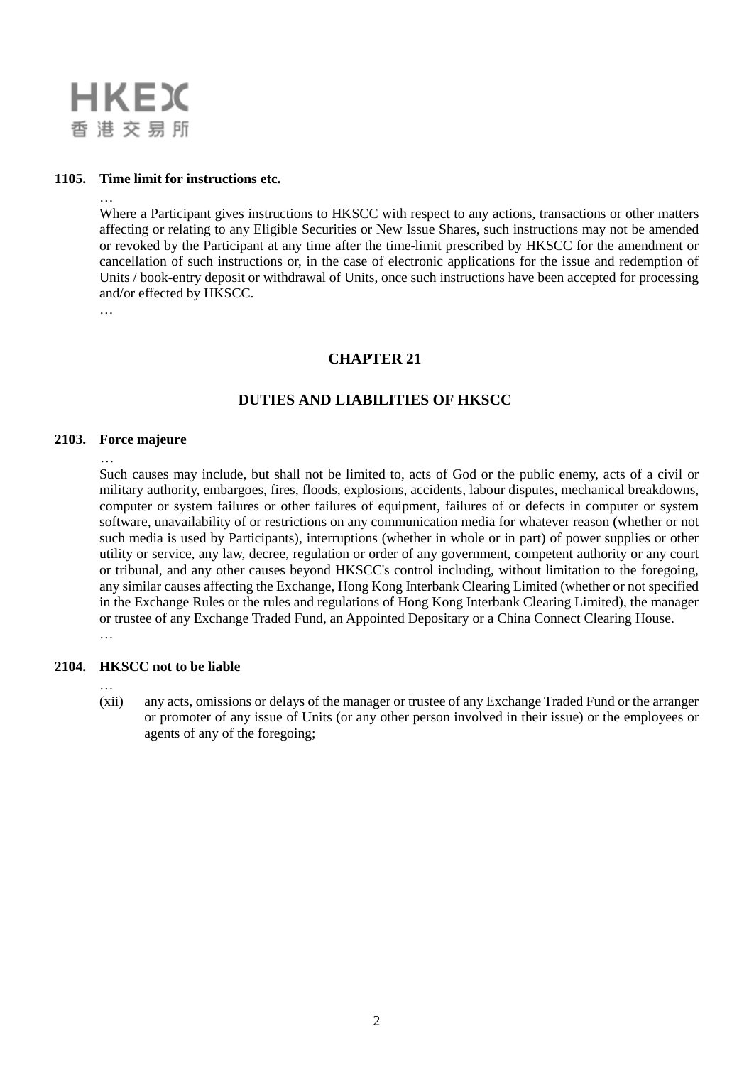**1105. Time limit for instructions etc.**

…

Where a Participant gives instructions to HKSCC with respect to any actions, transactions or other matters affecting or relating to any Eligible Securities or New Issue Shares, such instructions may not be amended or revoked by the Participant at any time after the time-limit prescribed by HKSCC for the amendment or cancellation of such instructions or, in the case of electronic applications for the issue and redemption of Units / book-entry deposit or withdrawal of Units, once such instructions have been accepted for processing and/or effected by HKSCC.

…

## CHAPTER 21

## DUTIES AND LIABILITIES OF HKSCC

**2103. Force majeure**

…

Such causes may include, but shall not be limited to, acts of God or the public enemy, acts of a civil or military authority, embargoes, fires, floods, explosions, accidents, labour disputes, mechanical breakdowns, computer or system failures or other failures of equipment, failures of or defects in computer or system software, unavailability of or restrictions on any communication media for whatever reason (whether or not such media is used by Participants), interruptions (whether in whole or in part) of power supplies or other utility or service, any law, decree, regulation or order of any government, competent authority or any court or tribunal, and any other causes beyond HKSCC's control including, without limitation to the foregoing, any similar causes affecting the Exchange, Hong Kong Interbank Clearing Limited (whether or not specified in the Exchange Rules or the rules and regulations of Hong Kong Interbank Clearing Limited), the manager or trustee of any Exchange Traded Fund, an Appointed Depositary or a China Connect Clearing House.

…

**2104. HKSCC not to be liable**

…

(xii) any acts, omissions or delays of the manager or trustee of any Exchange Traded Fund or the arranger or promoter of any issue of Units (or any other person involved in their issue) or the employees or agents of any of the foregoing;